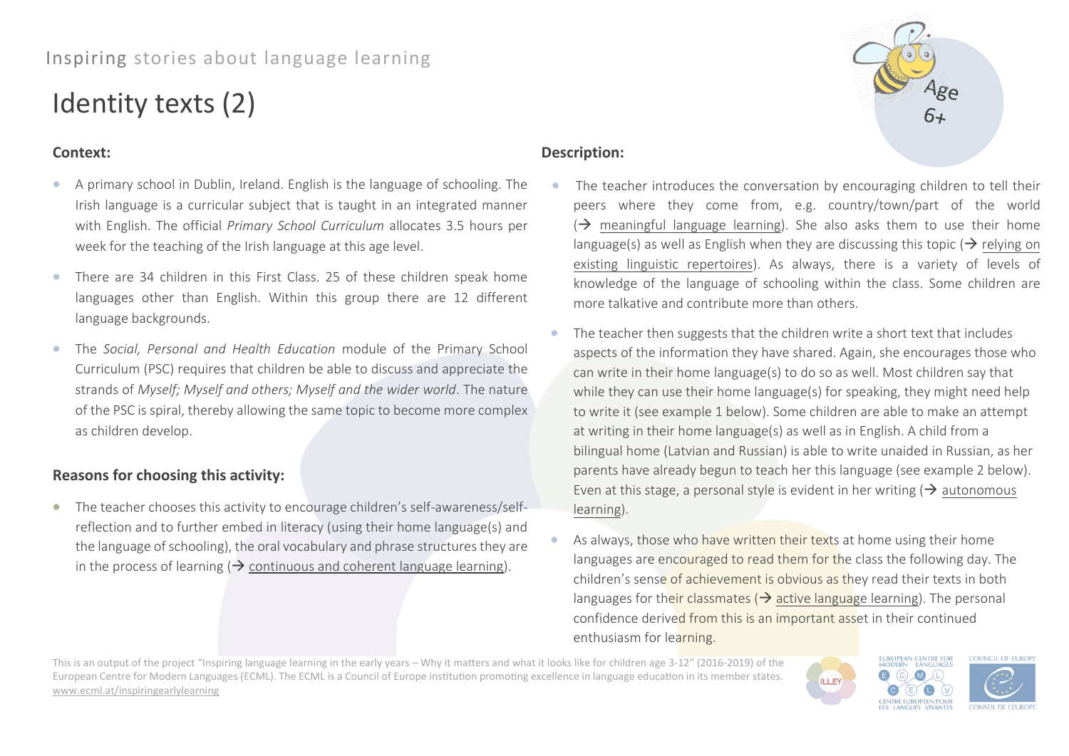Inspiring stories about language learning

# Identity texts (2)

Age 6+

## Context:

- A primary school in Dublin, Ireland. English is the language of schooling. The Irish language is a curricular subject that is taught in an integrated manner with English. The official *Primary School Curriculum* allocates 3.5 hours per week for the teaching of the Irish language at this age level.
- There are 34 children in this First Class. 25 of these children speak home languages other than English. Within this group there are 12 different language backgrounds.
- The *Social, Personal and Health Education* module of the Primary School Curriculum (PSC) requires that children be able to discuss and appreciate the strands of *Myself; Myself and others; Myself and the wider world*. The nature of the PSC is spiral, thereby allowing the same topic to become more complex as children develop.

## Reasons for choosing this activity:

- The teacher chooses this activity to encourage children's self-awareness/self-reflection and to further embed in literacy (using their home language(s) and the language of schooling), the oral vocabulary and phrase structures they are in the process of learning (→ continuous and coherent language learning).

## Description:

- The teacher introduces the conversation by encouraging children to tell their peers where they come from, e.g. country/town/part of the world (→ meaningful language learning). She also asks them to use their home language(s) as well as English when they are discussing this topic (→ relying on existing linguistic repertoires). As always, there is a variety of levels of knowledge of the language of schooling within the class. Some children are more talkative and contribute more than others.
- The teacher then suggests that the children write a short text that includes aspects of the information they have shared. Again, she encourages those who can write in their home language(s) to do so as well. Most children say that while they can use their home language(s) for speaking, they might need help to write it (see example 1 below). Some children are able to make an attempt at writing in their home language(s) as well as in English. A child from a bilingual home (Latvian and Russian) is able to write unaided in Russian, as her parents have already begun to teach her this language (see example 2 below). Even at this stage, a personal style is evident in her writing (→ autonomous learning).
- As always, those who have written their texts at home using their home languages are encouraged to read them for the class the following day. The children's sense of achievement is obvious as they read their texts in both languages for their classmates (→ active language learning). The personal confidence derived from this is an important asset in their continued enthusiasm for learning.

This is an output of the project "Inspiring language learning in the early years – Why it matters and what it looks like for children age 3-12" (2016-2019) of the European Centre for Modern Languages (ECML). The ECML is a Council of Europe institution promoting excellence in language education in its member states. www.ecml.at/inspiringearlylearning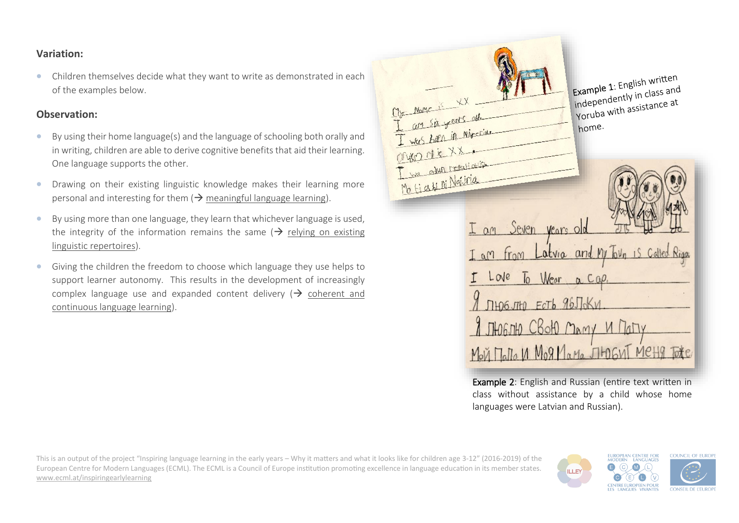**Variation:**

- Children themselves decide what they want to write as demonstrated in each of the examples below.

**Observation:**

- By using their home language(s) and the language of schooling both orally and in writing, children are able to derive cognitive benefits that aid their learning. One language supports the other.
- Drawing on their existing linguistic knowledge makes their learning more personal and interesting for them (→ meaningful language learning).
- By using more than one language, they learn that whichever language is used, the integrity of the information remains the same (→ relying on existing linguistic repertoires).
- Giving the children the freedom to choose which language they use helps to support learner autonomy. This results in the development of increasingly complex language use and expanded content delivery (→ coherent and continuous language learning).

**Example 1**: English written independently in class and Yoruba with assistance at home.

**Example 2**: English and Russian (entire text written in class without assistance by a child whose home languages were Latvian and Russian).

This is an output of the project "Inspiring language learning in the early years – Why it matters and what it looks like for children age 3-12" (2016-2019) of the European Centre for Modern Languages (ECML). The ECML is a Council of Europe institution promoting excellence in language education in its member states. www.ecml.at/inspiringearlylearning